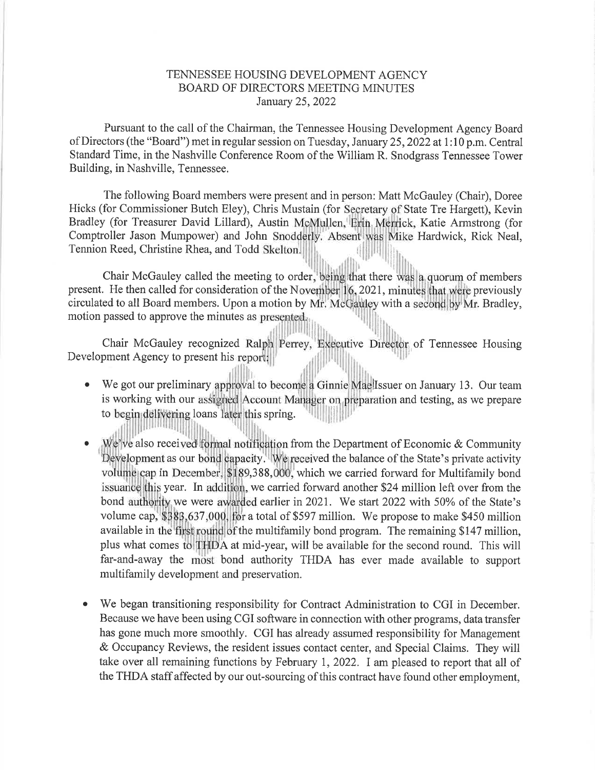# TENNESSEE HOUSING DEVELOPMENT AGENCY
## BOARD OF DIRECTORS MEETING MINUTES
### January 25, 2022

Pursuant to the call of the Chairman, the Tennessee Housing Development Agency Board of Directors (the "Board") met in regular session on Tuesday, January 25, 2022 at 1:10 p.m. Central Standard Time, in the Nashville Conference Room of the William R. Snodgrass Tennessee Tower Building, in Nashville, Tennessee.

The following Board members were present and in person: Matt McGauley (Chair), Doree Hicks (for Commissioner Butch Eley), Chris Mustain (for Secretary of State Tre Hargett), Kevin Bradley (for Treasurer David Lillard), Austin McMullen, Erin Merrick, Katie Armstrong (for Comptroller Jason Mumpower) and John Snodderly. Absent was Mike Hardwick, Rick Neal, Tennion Reed, Christine Rhea, and Todd Skelton.

Chair McGauley called the meeting to order, being that there was a quorum of members present. He then called for consideration of the November 16, 2021, minutes that were previously circulated to all Board members. Upon a motion by Mr. McGauley with a second by Mr. Bradley, motion passed to approve the minutes as presented.

Chair McGauley recognized Ralph Perrey, Executive Director of Tennessee Housing Development Agency to present his report:

- We got our preliminary approval to become a Ginnie Mae Issuer on January 13. Our team is working with our assigned Account Manager on preparation and testing, as we prepare to begin delivering loans later this spring.
- We've also received formal notification from the Department of Economic & Community Development as our bond capacity. We received the balance of the State's private activity volume cap in December, $189,388,000, which we carried forward for Multifamily bond issuance this year. In addition, we carried forward another $24 million left over from the bond authority we were awarded earlier in 2021. We start 2022 with 50% of the State's volume cap, $383,637,000, for a total of $597 million. We propose to make $450 million available in the first round of the multifamily bond program. The remaining $147 million, plus what comes to THDA at mid-year, will be available for the second round. This will far-and-away the most bond authority THDA has ever made available to support multifamily development and preservation.
- We began transitioning responsibility for Contract Administration to CGI in December. Because we have been using CGI software in connection with other programs, data transfer has gone much more smoothly. CGI has already assumed responsibility for Management & Occupancy Reviews, the resident issues contact center, and Special Claims. They will take over all remaining functions by February 1, 2022. I am pleased to report that all of the THDA staff affected by our out-sourcing of this contract have found other employment,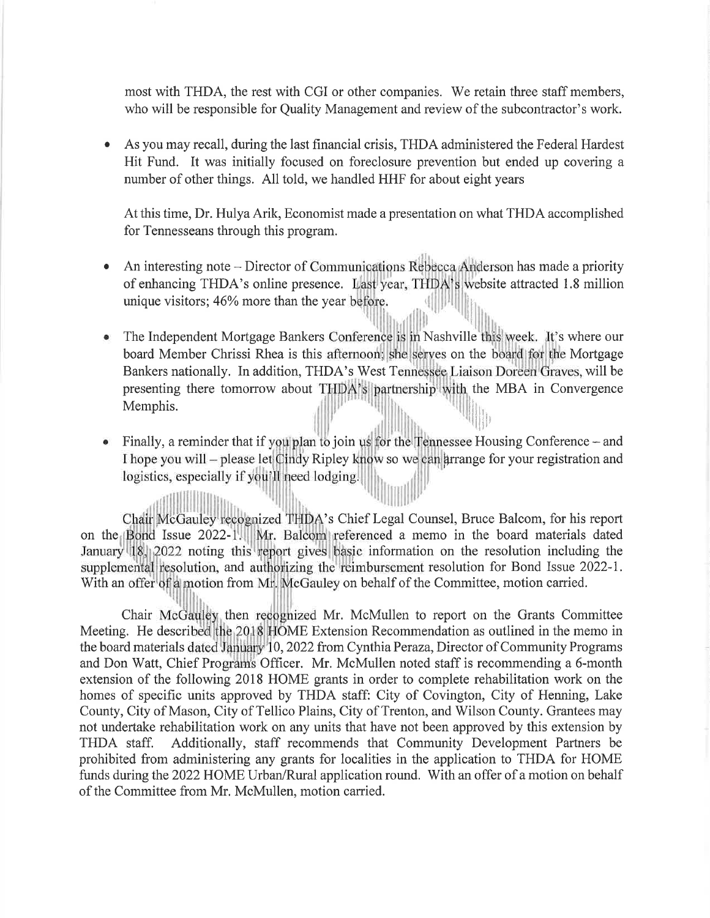most with THDA, the rest with CGI or other companies. We retain three staff members, who will be responsible for Quality Management and review of the subcontractor's work.

- As you may recall, during the last financial crisis, THDA administered the Federal Hardest Hit Fund. It was initially focused on foreclosure prevention but ended up covering a number of other things. All told, we handled HHF for about eight years

  At this time, Dr. Hulya Arik, Economist made a presentation on what THDA accomplished for Tennesseans through this program.

- An interesting note – Director of Communications Rebecca Anderson has made a priority of enhancing THDA's online presence. Last year, THDA's website attracted 1.8 million unique visitors; 46% more than the year before.

- The Independent Mortgage Bankers Conference is in Nashville this week. It's where our board Member Chrissi Rhea is this afternoon; she serves on the board for the Mortgage Bankers nationally. In addition, THDA's West Tennessee Liaison Doreen Graves, will be presenting there tomorrow about THDA's partnership with the MBA in Convergence Memphis.

- Finally, a reminder that if you plan to join us for the Tennessee Housing Conference – and I hope you will – please let Cindy Ripley know so we can arrange for your registration and logistics, especially if you'll need lodging.

Chair McGauley recognized THDA's Chief Legal Counsel, Bruce Balcom, for his report on the Bond Issue 2022-1. Mr. Balcom referenced a memo in the board materials dated January 18, 2022 noting this report gives basic information on the resolution including the supplemental resolution, and authorizing the reimbursement resolution for Bond Issue 2022-1. With an offer of a motion from Mr. McGauley on behalf of the Committee, motion carried.

Chair McGauley then recognized Mr. McMullen to report on the Grants Committee Meeting. He described the 2018 HOME Extension Recommendation as outlined in the memo in the board materials dated January 10, 2022 from Cynthia Peraza, Director of Community Programs and Don Watt, Chief Programs Officer. Mr. McMullen noted staff is recommending a 6-month extension of the following 2018 HOME grants in order to complete rehabilitation work on the homes of specific units approved by THDA staff: City of Covington, City of Henning, Lake County, City of Mason, City of Tellico Plains, City of Trenton, and Wilson County. Grantees may not undertake rehabilitation work on any units that have not been approved by this extension by THDA staff. Additionally, staff recommends that Community Development Partners be prohibited from administering any grants for localities in the application to THDA for HOME funds during the 2022 HOME Urban/Rural application round. With an offer of a motion on behalf of the Committee from Mr. McMullen, motion carried.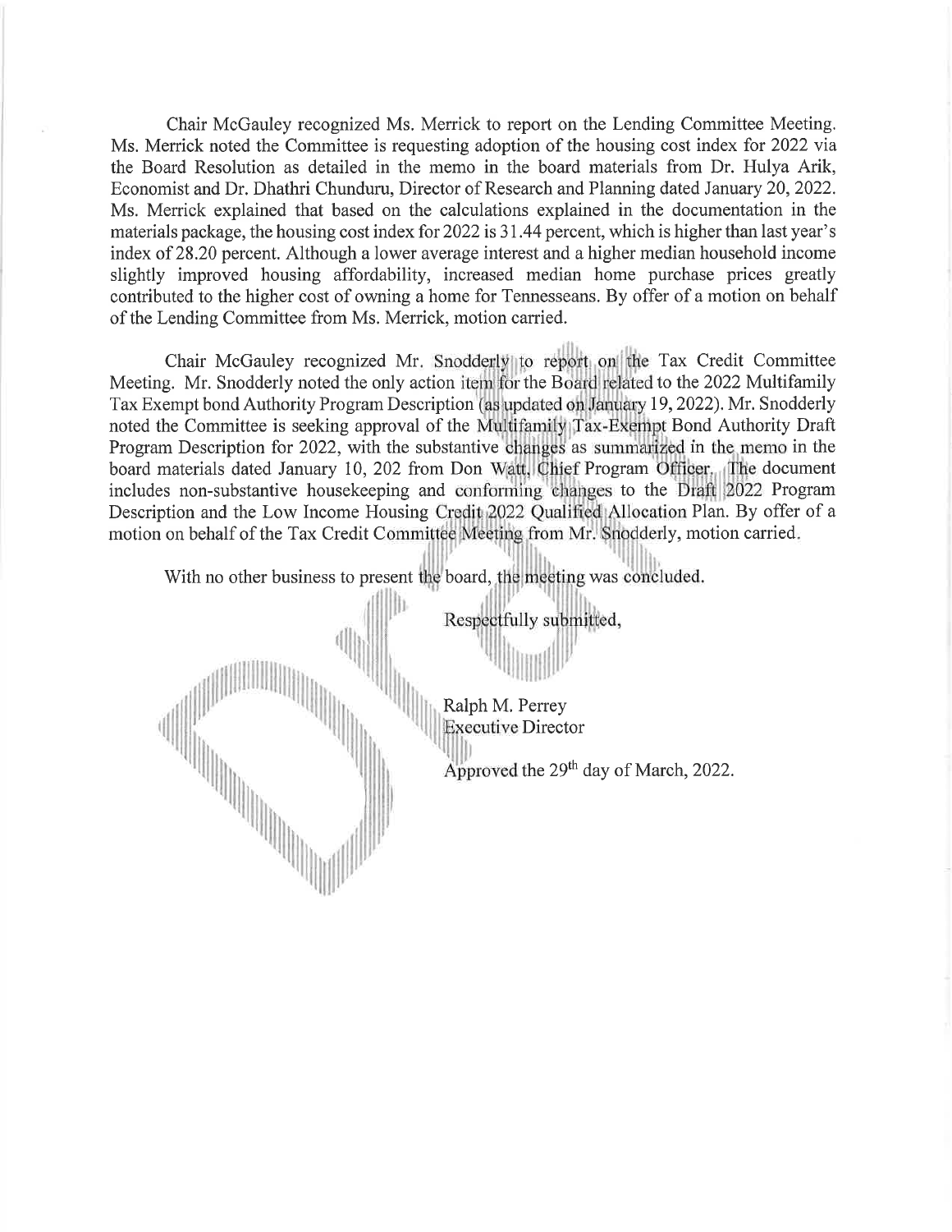Chair McGauley recognized Ms. Merrick to report on the Lending Committee Meeting. Ms. Merrick noted the Committee is requesting adoption of the housing cost index for 2022 via the Board Resolution as detailed in the memo in the board materials from Dr. Hulya Arik, Economist and Dr. Dhathri Chunduru, Director of Research and Planning dated January 20, 2022. Ms. Merrick explained that based on the calculations explained in the documentation in the materials package, the housing cost index for 2022 is 31.44 percent, which is higher than last year's index of 28.20 percent. Although a lower average interest and a higher median household income slightly improved housing affordability, increased median home purchase prices greatly contributed to the higher cost of owning a home for Tennesseans. By offer of a motion on behalf of the Lending Committee from Ms. Merrick, motion carried.

Chair McGauley recognized Mr. Snodderly to report on the Tax Credit Committee Meeting. Mr. Snodderly noted the only action item for the Board related to the 2022 Multifamily Tax Exempt bond Authority Program Description (as updated on January 19, 2022). Mr. Snodderly noted the Committee is seeking approval of the Multifamily Tax-Exempt Bond Authority Draft Program Description for 2022, with the substantive changes as summarized in the memo in the board materials dated January 10, 202 from Don Watt, Chief Program Officer. The document includes non-substantive housekeeping and conforming changes to the Draft 2022 Program Description and the Low Income Housing Credit 2022 Qualified Allocation Plan. By offer of a motion on behalf of the Tax Credit Committee Meeting from Mr. Snodderly, motion carried.

With no other business to present the board, the meeting was concluded.

Respectfully submitted,

Ralph M. Perrey
Executive Director

Approved the 29th day of March, 2022.